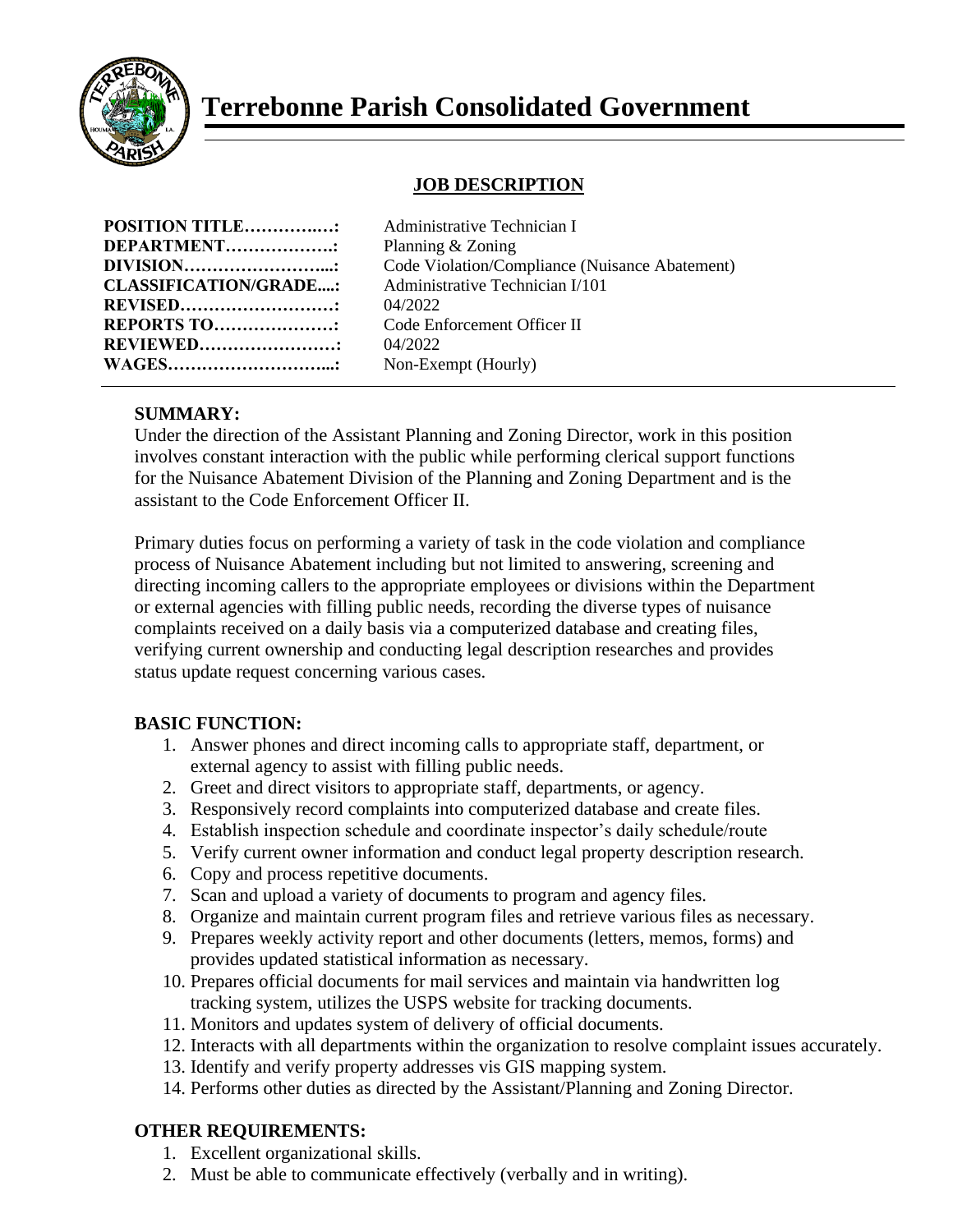# Terrebonne Parish Consolidated Government

## JOB DESCRIPTION

**POSITION TITLE……………:** Administrative Technician I
**DEPARTMENT……………….:** Planning & Zoning
**DIVISION……………………...:** Code Violation/Compliance (Nuisance Abatement)
**CLASSIFICATION/GRADE....:** Administrative Technician I/101
**REVISED………………………:** 04/2022
**REPORTS TO…………………:** Code Enforcement Officer II
**REVIEWED……………………:** 04/2022
**WAGES………………………...:** Non-Exempt (Hourly)

---

**SUMMARY:**

Under the direction of the Assistant Planning and Zoning Director, work in this position involves constant interaction with the public while performing clerical support functions for the Nuisance Abatement Division of the Planning and Zoning Department and is the assistant to the Code Enforcement Officer II.

Primary duties focus on performing a variety of task in the code violation and compliance process of Nuisance Abatement including but not limited to answering, screening and directing incoming callers to the appropriate employees or divisions within the Department or external agencies with filling public needs, recording the diverse types of nuisance complaints received on a daily basis via a computerized database and creating files, verifying current ownership and conducting legal description researches and provides status update request concerning various cases.

**BASIC FUNCTION:**

1. Answer phones and direct incoming calls to appropriate staff, department, or external agency to assist with filling public needs.
2. Greet and direct visitors to appropriate staff, departments, or agency.
3. Responsively record complaints into computerized database and create files.
4. Establish inspection schedule and coordinate inspector's daily schedule/route
5. Verify current owner information and conduct legal property description research.
6. Copy and process repetitive documents.
7. Scan and upload a variety of documents to program and agency files.
8. Organize and maintain current program files and retrieve various files as necessary.
9. Prepares weekly activity report and other documents (letters, memos, forms) and provides updated statistical information as necessary.
10. Prepares official documents for mail services and maintain via handwritten log tracking system, utilizes the USPS website for tracking documents.
11. Monitors and updates system of delivery of official documents.
12. Interacts with all departments within the organization to resolve complaint issues accurately.
13. Identify and verify property addresses vis GIS mapping system.
14. Performs other duties as directed by the Assistant/Planning and Zoning Director.

**OTHER REQUIREMENTS:**

1. Excellent organizational skills.
2. Must be able to communicate effectively (verbally and in writing).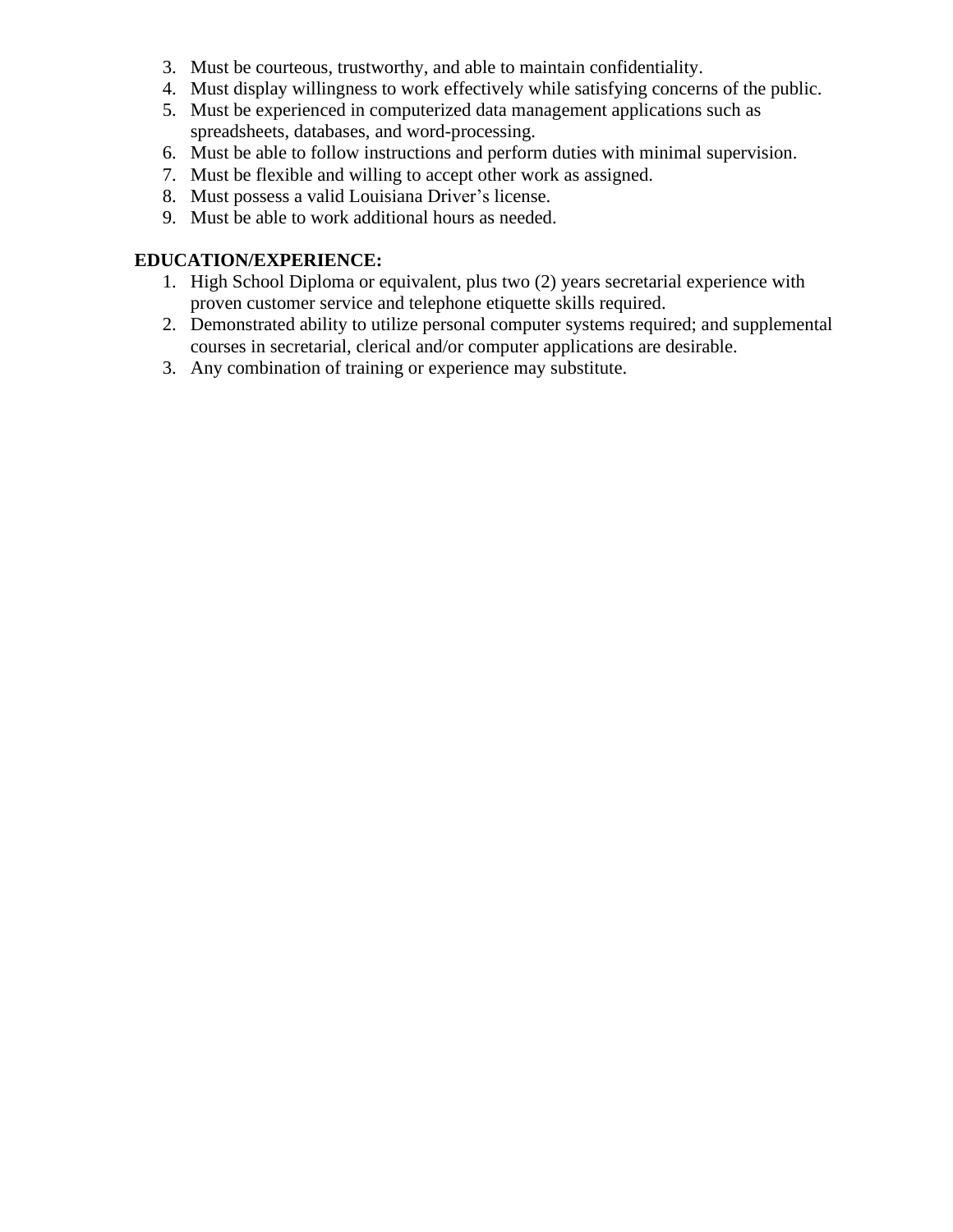3. Must be courteous, trustworthy, and able to maintain confidentiality.
4. Must display willingness to work effectively while satisfying concerns of the public.
5. Must be experienced in computerized data management applications such as spreadsheets, databases, and word-processing.
6. Must be able to follow instructions and perform duties with minimal supervision.
7. Must be flexible and willing to accept other work as assigned.
8. Must possess a valid Louisiana Driver's license.
9. Must be able to work additional hours as needed.

**EDUCATION/EXPERIENCE:**

1. High School Diploma or equivalent, plus two (2) years secretarial experience with proven customer service and telephone etiquette skills required.
2. Demonstrated ability to utilize personal computer systems required; and supplemental courses in secretarial, clerical and/or computer applications are desirable.
3. Any combination of training or experience may substitute.